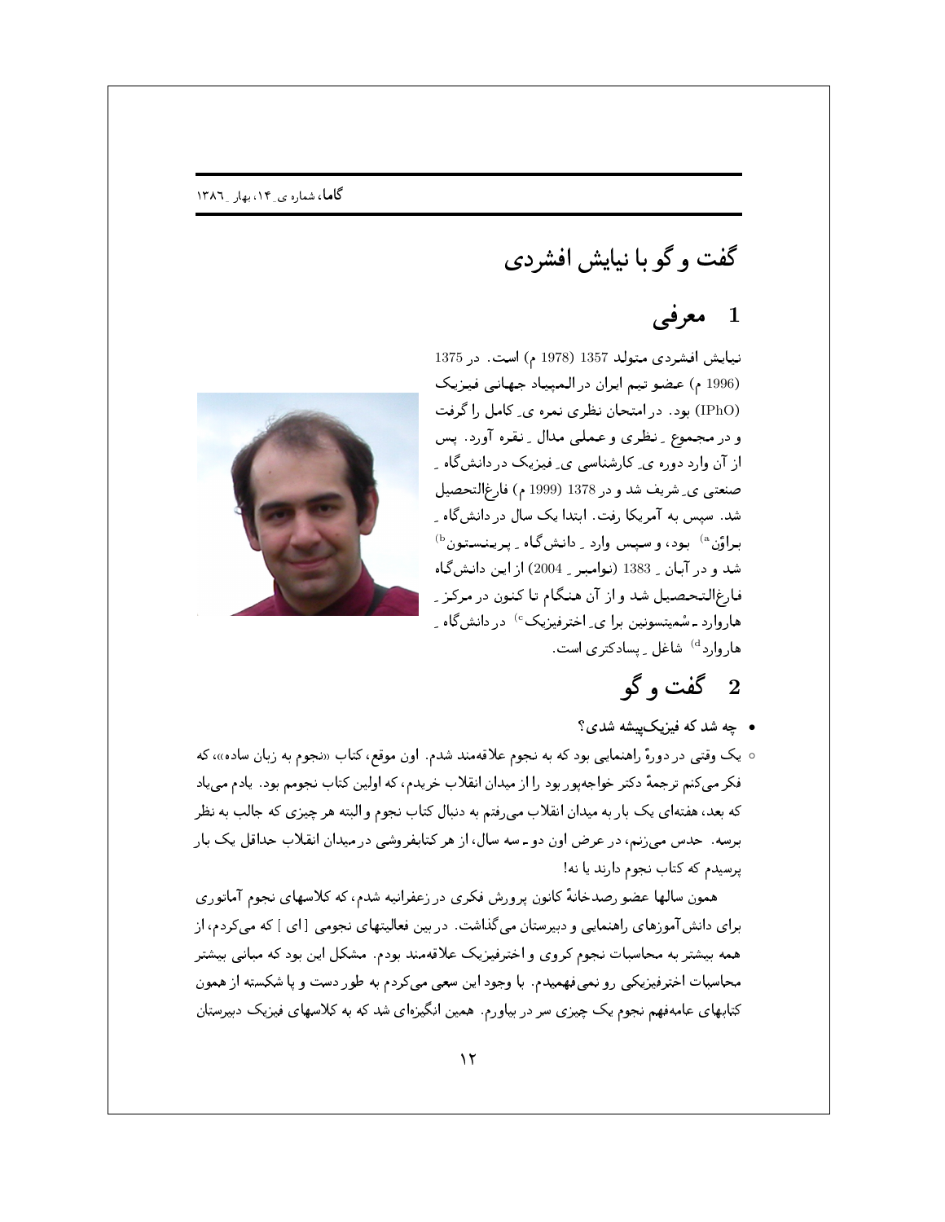# گفت و گو با نیایش افشردی

## 1 معرفی

نیایش افشردی متولد 1357 (1978 م) است. در 1375 (1996 م) عضو تیم ایران در المپیاد جهانی فیزیک (IPhO) بود. در امتحان نظری نمره ی ِ کامل را گرفت و در مجموع ِ نظری و عملی مدال ِ نقره آورد. پس از آن وارد دوره ی ِ کارشناسی ی ِ فیزیک در دانش‌گاه ِ صنعتی ی ِ شریف شد و در 1378 (1999 م) فارغ‌التحصیل شد. سپس به آمریکا رفت. ابتدا یک سال در دانش‌گاه ِ براوْن[a] بود، و سپس وارد ِ دانش‌گاه ِ پرینستون[b] شد و در آبان ِ 1383 (نوامبر ِ 2004) از این دانش‌گاه فارغ‌التحصیل شد و از آن هنگام تا کنون در مرکز ِ هاروارد ـ سْمیتسونین برا ی ِ اخترفیزیک[c] در دانش‌گاه ِ هاروارد[d] شاغل ِ پسادکتری است.

## 2 گفت و گو

- **چه شد که فیزیک‌پیشه شدی؟**

○ یک وقتی در دورهٔ راهنمایی بود که به نجوم علاقه‌مند شدم. اون موقع، کتاب «نجوم به زبان ساده»، که فکر می‌کنم ترجمهٔ دکتر خواجه‌پور بود را از میدان انقلاب خریدم، که اولین کتاب نجومم بود. یادم می‌یاد که بعد، هفته‌ای یک بار به میدان انقلاب می‌رفتم به دنبال کتاب نجوم و البته هر چیزی که جالب به نظر برسه. حدس می‌زنم، در عرض اون دو ـ سه سال، از هر کتابفروشی در میدان انقلاب حداقل یک بار پرسیدم که کتاب نجوم دارند یا نه!

همون سالها عضو رصدخانهٔ کانون پرورش فکری در زعفرانیه شدم، که کلاسهای نجوم آماتوری برای دانش‌آموزهای راهنمایی و دبیرستان می‌گذاشت. در بین فعالیتهای نجومی [ای ] که می‌کردم، از همه بیشتر به محاسبات نجوم کروی و اخترفیزیک علاقه‌مند بودم. مشکل این بود که مبانی بیشتر محاسبات اخترفیزیکی رو نمی‌فهمیدم. با وجود این سعی می‌کردم به طور دست و پا شکسته از همون کتابهای عامه‌فهم نجوم یک چیزی سر در بیاورم. همین انگیزه‌ای شد که به کلاسهای فیزیک دبیرستان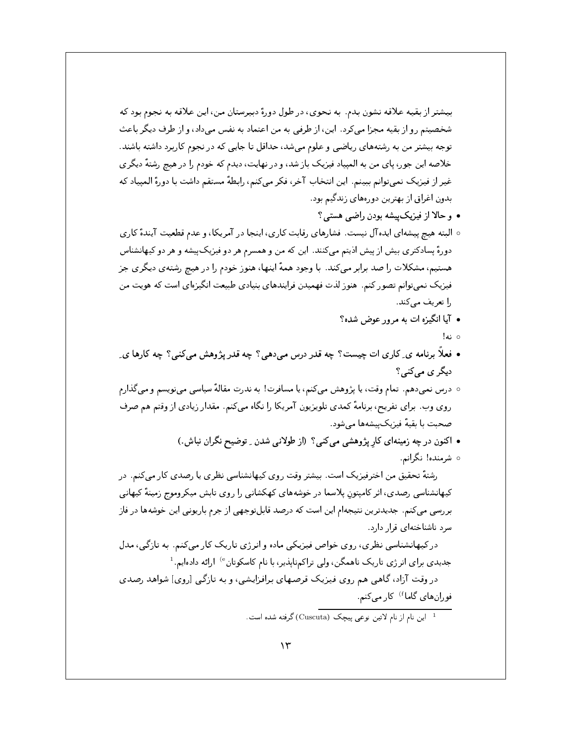بیشتر از بقیه علاقه نشون بدم. به نحوی، در طول دورهٔ دبیرستان من، این علاقه به نجوم بود که شخصیتم رو از بقیه مجزا می‌کرد. این، از طرفی به من اعتماد به نفس می‌داد، و از طرف دیگر باعث توجه بیشتر من به رشته‌های ریاضی و علوم می‌شد، حداقل تا جایی که در نجوم کاربرد داشته باشند. خلاصه این جور، پای من به المپیاد فیزیک باز شد، و در نهایت، دیدم که خودم را در هیچ رشتهٔ دیگری غیر از فیزیک نمی‌توانم ببینم. این انتخاب آخر، فکر می‌کنم، رابطهٔ مستقیم داشت با دورهٔ المپیاد که بدون اغراق از بهترین دوره‌های زندگیم بود.

- **و حالا از فیزیک‌پیشه بودن راضی هستی؟**

  - البته هیچ پیشه‌ای ایده‌آل نیست. فشارهای رقابت کاری، اینجا در آمریکا، و عدم قطعیت آیندهٔ کاری دورهٔ پسادکتری بیش از پیش اذیتم می‌کنند. این که من و همسرم هر دو فیزیک‌پیشه و هر دو کیهانشناس هستیم، مشکلات را صد برابر می‌کند. با وجود همهٔ اینها، هنوز خودم را در هیچ رشته‌ی دیگری جز فیزیک نمی‌توانم تصور کنم. هنوز لذت فهمیدن فرایندهای بنیادی طبیعت انگیزه‌ای است که هویت من را تعریف می‌کند.

- **آیا انگیزه ات به مرور عوض شده؟**

  - نه!

- **فعلاً برنامه یِ کاری ات چیست؟ چه قدر درس می‌دهی؟ چه قدر پژوهش می‌کنی؟ چه کارها یِ دیگر ی می‌کنی؟**

  - درس نمی‌دهم. تمام وقت، یا پژوهش می‌کنم، یا مسافرت! به ندرت مقالهٔ سیاسی می‌نویسم و می‌گذارم روی وب. برای تفریح، برنامهٔ کمدی تلویزیون آمریکا را نگاه می‌کنم. مقدار زیادی از وقتم هم صرف صحبت با بقیهٔ فیزیک‌پیشه‌ها می‌شود.

- **اکنون در چه زمینه‌ای کارِ پژوهشی می‌کنی؟ (از طولانی شدن ـ توضیح نگران نباش.)**

  - شرمنده! نگرانم.

  رشتهٔ تحقیق من اخترفیزیک است. بیشتر وقت روی کیهانشناسی نظری یا رصدی کار می‌کنم. در کیهانشناسی رصدی، اثر کامپتونِ پلاسما در خوشه‌های کهکشانی را روی تابش میکروموج زمینهٔ کیهانی بررسی می‌کنم. جدیدترین نتیجه‌ام این است که درصد قابل‌توجهی از جرم باریونی این خوشه‌ها در فاز سرد ناشناخته‌ای قرار دارد.

  درکیهانشناسی نظری، روی خواص فیزیکی ماده و انرژی تاریک کار می‌کنم. به تازگی، مدل جدیدی برای انرژی تاریک ناهمگن، ولی تراکم‌ناپذیر، با نام کاسکوتان[e] ارائه داده‌ایم.[1]

  در وقت آزاد، گاهی هم روی فیزیک قرص‌های برافزایشی، و به تازگی [روی] شواهد رصدی فوران‌های گاما[f] کار می‌کنم.

---

[1] این نام از نام لاتین نوعی پیچک (Cuscuta) گرفته شده است.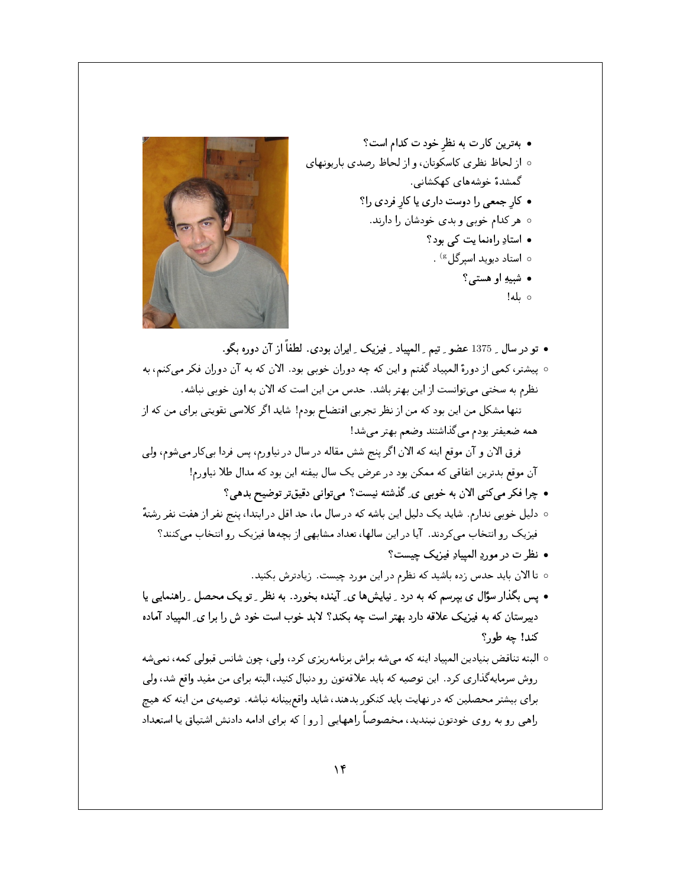- بهترین کارت به نظرِ خودت کدام است؟
  - از لحاظ نظری کاسکوتان، و از لحاظ رصدی باریونهای گمشدهٔ خوشه‌های کهکشانی.
- کارِ جمعی را دوست داری یا کارِ فردی را؟
  - هر کدام خوبی و بدی خودشان را دارند.
- استادِ راهنما یت کی بود؟
  - استاد دیوید اسپرگل[g] .
- شبیهِ او هستی؟
  - بله!

- تو در سال ـ 1375 عضو ـ تیم ـ المپیاد ـ فیزیک ـ ایران بودی. لطفاً از آن دوره بگو.
  - پیشتر، کمی از دورهٔ المپیاد گفتم و این که چه دوران خوبی بود. الان که به آن دوران فکر می‌کنم، به نظرم به سختی می‌توانست از این بهتر باشد. حدس من این است که الان به اون خوبی نباشه.

    تنها مشکل من این بود که من از نظر تجربی افتضاح بودم! شاید اگر کلاسی تقویتی برای من که از همه ضعیفتر بودم می‌گذاشتند وضعم بهتر می‌شد!

    فرق الان و آن موقع اینه که الان اگر پنج شش مقاله در سال در نیاورم، پس فردا بی‌کار می‌شوم، ولی آن موقع بدترین اتفاقی که ممکن بود در عرض یک سال بیفته این بود که مدال طلا نیاورم!
- چرا فکر می‌کنی الان به خوبی ی ـ گذشته نیست؟ می‌توانی دقیق‌تر توضیح بدهی؟
  - دلیل خوبی ندارم. شاید یک دلیل این باشه که در سال ما، حد اقل در ابتدا، پنج نفر از هفت نفر رشتهٔ فیزیک رو انتخاب می‌کردند. آیا در این سالها، تعداد مشابهی از بچه‌ها فیزیک رو انتخاب می‌کنند؟
- نظر ت در موردِ المپیادِ فیزیک چیست؟
  - تا الان باید حدس زده باشید که نظرم در این مورد چیست. زیادترش بکنید.
- پس بگذار سؤال ی بپرسم که به درد ـ نیایش‌ها ی ـ آینده بخورد. به نظر ـ تو یک محصل ـ راهنمایی یا دبیرستان که به فیزیک علاقه دارد بهتر است چه بکند؟ لابد خوب است خود ش را برا ی ـ المپیاد آماده کند! چه طور؟
  - البته تناقض بنیادین المپیاد اینه که می‌شه براش برنامه‌ریزی کرد، ولی، چون شانس قبولی کمه، نمی‌شه روش سرمایه‌گذاری کرد. این توصیه که باید علاقه‌تون رو دنبال کنید، البته برای من مفید واقع شد، ولی برای بیشتر محصلین که در نهایت باید کنکور بدهند، شاید واقع‌بینانه نباشه. توصیه‌ی من اینه که هیچ راهی رو به روی خودتون نبندید، مخصوصاً راههایی [رو] که برای ادامه دادنش اشتیاق یا استعداد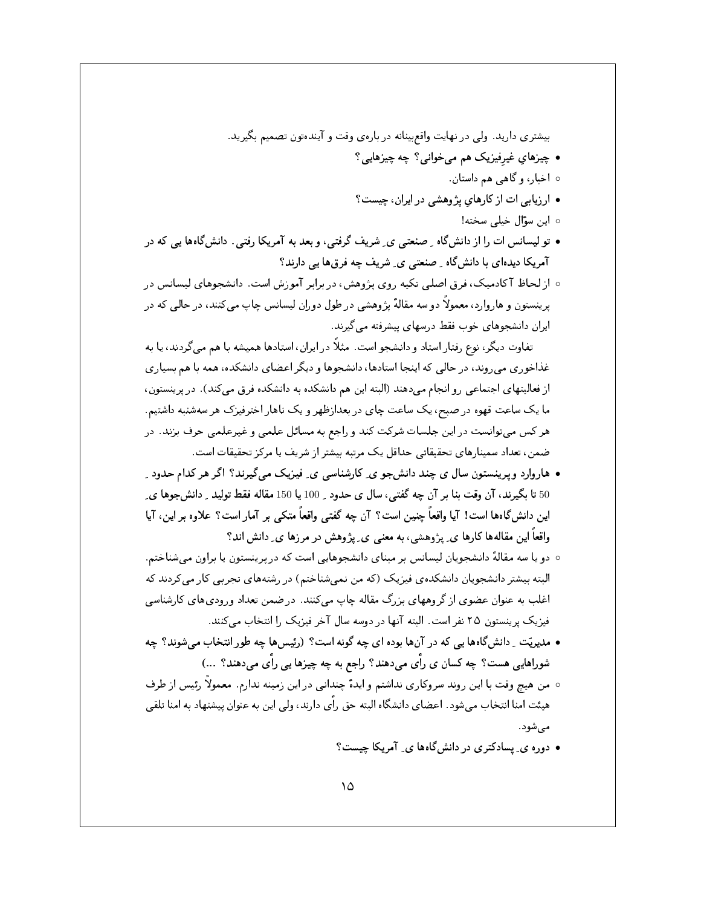بیشتری دارید. ولی در نهایت واقع‌بینانه در باره‌ی وقت و آینده‌تون تصمیم بگیرید.

- **چیزهایِ غیرفیزیک هم می‌خوانی؟ چه چیزهایی؟**
  - اخبار، و گاهی هم داستان.
- **ارزیابی ات از کارهایِ پژوهشی در ایران، چیست؟**
  - این سؤال خیلی سخته!
- **تو لیسانس ات را از دانش‌گاه ِ صنعتی ی ِ شریف گرفتی، و بعد به آمریکا رفتی. دانش‌گاه‌ها یی که در آمریکا دیده‌ای با دانش‌گاه ِ صنعتی ی ِ شریف چه فرق‌ها یی دارند؟**
  - از لحاظ آکادمیک، فرق اصلی تکیه روی پژوهش، در برابر آموزش است. دانشجوهای لیسانس در پرینستون و هاروارد، معمولاً دو سه مقالهٔ پژوهشی در طول دوران لیسانس چاپ می‌کنند، در حالی که در ایران دانشجوهای خوب فقط درسهای پیشرفته می‌گیرند.

    تفاوت دیگر، نوع رفتار استاد و دانشجو است. مثلاً در ایران، استادها همیشه با هم می‌گردند، یا به غذاخوری می‌روند، در حالی که اینجا استادها، دانشجوها و دیگر اعضای دانشکده، همه با هم بسیاری از فعالیتهای اجتماعی رو انجام می‌دهند (البته این هم دانشکده به دانشکده فرق می‌کند). در پرینستون، ما یک ساعت قهوه در صبح، یک ساعت چای در بعدازظهر و یک ناهار اخترفیزک هر سه‌شنبه داشتیم. هر کس می‌توانست در این جلسات شرکت کند و راجع به مسائل علمی و غیرعلمی حرف بزند. در ضمن، تعداد سمینارهای تحقیقاتی حداقل یک مرتبه بیشتر از شریف یا مرکز تحقیقات است.
- **هاروارد و پرینستون سال ی چند دانش‌جو ی ِ کارشناسی ی ِ فیزیک می‌گیرند؟ اگر هر کدام حدود ِ 50 تا بگیرند، آن وقت بنا بر آن چه گفتی، سال ی حدود ِ 100 یا 150 مقاله فقط تولید ِ دانش‌جوها ی ِ این دانش‌گاه‌ها است! آیا واقعاً چنین است؟ آن چه گفتی واقعاً متکی بر آمار است؟ علاوه بر این، آیا واقعاً این مقاله‌ها کارها ی ِ پژوهشی، به معنی ی ِ پژوهش در مرزها ی ِ دانش اند؟**
  - دو یا سه مقالهٔ دانشجویان لیسانس بر مبنای دانشجوهایی است که در پرینستون یا براون می‌شناختم. البته بیشتر دانشجویان دانشکده‌ی فیزیک (که من نمی‌شناختم) در رشته‌های تجربی کار می‌کردند که اغلب به عنوان عضوی از گروههای بزرگ مقاله چاپ می‌کنند. در ضمن تعداد ورودی‌های کارشناسی فیزیک پرینستون ۲۵ نفر است. البته آنها در دوسه سال آخر فیزیک را انتخاب می‌کنند.
- **مدیریّت ِ دانش‌گاه‌ها یی که در آن‌ها بوده ای چه گونه است؟ (رئیس‌ها چه طور انتخاب می‌شوند؟ چه شوراهایی هست؟ چه کسان ی رأی می‌دهند؟ راجع به چه چیزها یی رأی می‌دهند؟ ...)**
  - من هیچ وقت با این روند سروکاری نداشتم و ایدهٔ چندانی در این زمینه ندارم. معمولاً رئیس از طرف هیئت امنا انتخاب می‌شود. اعضای دانشگاه البته حق رأی دارند، ولی این به عنوان پیشنهاد به امنا تلقی می‌شود.
- **دوره ی ِ پسادکتری در دانش‌گاه‌ها ی ِ آمریکا چیست؟**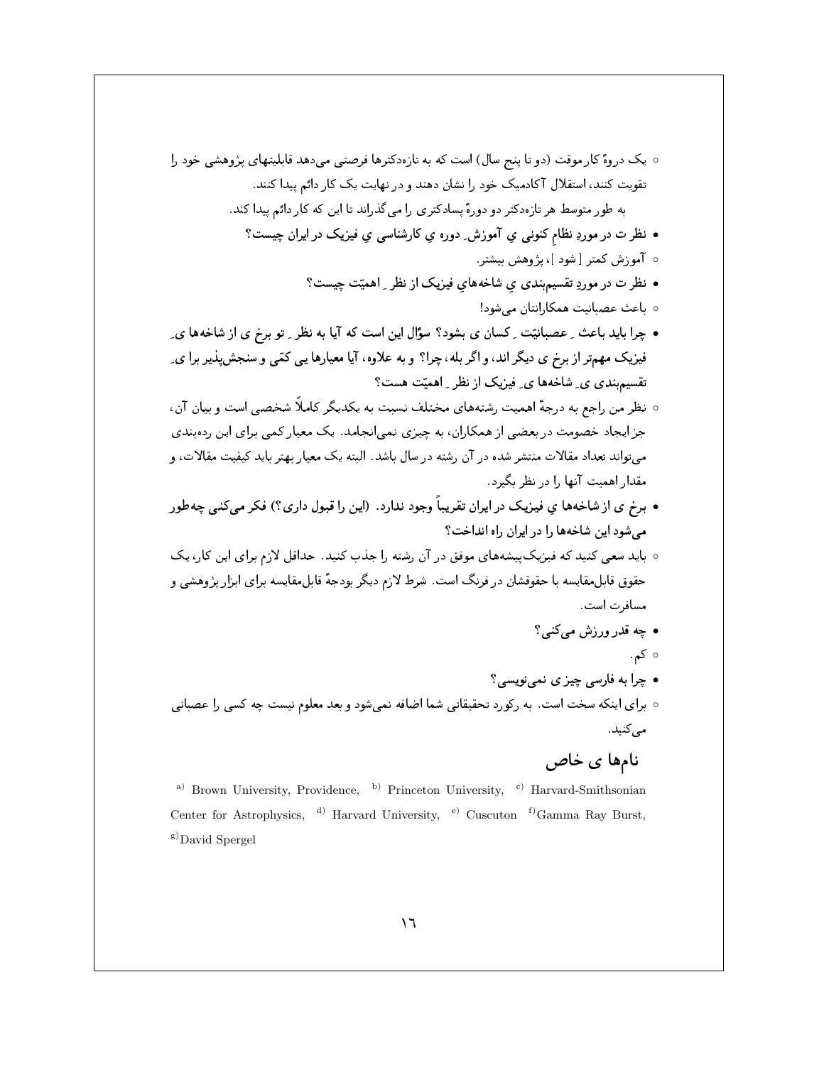- یک دورهٔ کار موقت (دو تا پنج سال) است که به تازه‌دکترها فرصتی می‌دهد قابلیتهای پژوهشی خود را تقویت کنند، استقلال آکادمیک خود را نشان دهند و در نهایت یک کار دائم پیدا کنند.

  به طور متوسط هر تازه‌دکتر دو دورهٔ پسادکتری را می‌گذراند تا این که کار دائم پیدا کند.

- **نظر ت در موردِ نظامِ کنونی یِ آموزش ِ دوره یِ کارشناسی یِ فیزیک در ایران چیست؟**
  - آموزش کمتر [ شود ]، پژوهش بیشتر.
- **نظر ت در موردِ تقسیم‌بندی یِ شاخه‌هایِ فیزیک از نظر ِ اهمیّت چیست؟**
  - باعث عصبانیت همکارانتان می‌شود!
- **چرا باید باعث ِ عصبانیّت ِ کسان ی بشود؟ سؤال این است که آیا به نظر ِ تو برخ ی از شاخه‌ها یِ فیزیک مهم‌تر از برخ ی دیگر اند، و اگر بله، چرا؟ و به علاوه، آیا معیارها یی کمّی و سنجش‌پذیر برا یِ تقسیم‌بندی یِ شاخه‌ها یِ فیزیک از نظر ِ اهمیّت هست؟**
  - نظر من راجع به درجهٔ اهمیت رشته‌های مختلف نسبت به یکدیگر کاملاً شخصی است و بیان آن، جز ایجاد خصومت در بعضی از همکاران، به چیزی نمی‌انجامد. یک معیار کمی برای این رده‌بندی می‌تواند تعداد مقالات منتشر شده در آن رشته در سال باشد. البته یک معیار بهتر باید کیفیت مقالات، و مقدار اهمیت آنها را در نظر بگیرد.
- **برخ ی از شاخه‌ها یِ فیزیک در ایران تقریباً وجود ندارد. (این را قبول داری؟) فکر می‌کنی چه‌طور می‌شود این شاخه‌ها را در ایران راه انداخت؟**
  - باید سعی کنید که فیزیک‌پیشه‌های موفق در آن رشته را جذب کنید. حداقل لازم برای این کار، یک حقوق قابل‌مقایسه با حقوقشان در فرنگ است. شرط لازم دیگر بودجهٔ قابل‌مقایسه برای ابزار پژوهشی و مسافرت است.
- **چه قدر ورزش می‌کنی؟**
  - کم.
- **چرا به فارسی چیز ی نمی‌نویسی؟**
  - برای اینکه سخت است. به رکورد تحقیقاتی شما اضافه نمی‌شود و بعد معلوم نیست چه کسی را عصبانی می‌کنید.

## نام‌ها ی خاص

[a] Brown University, Providence, [b] Princeton University, [c] Harvard-Smithsonian Center for Astrophysics, [d] Harvard University, [e] Cuscuton [f] Gamma Ray Burst, [g] David Spergel